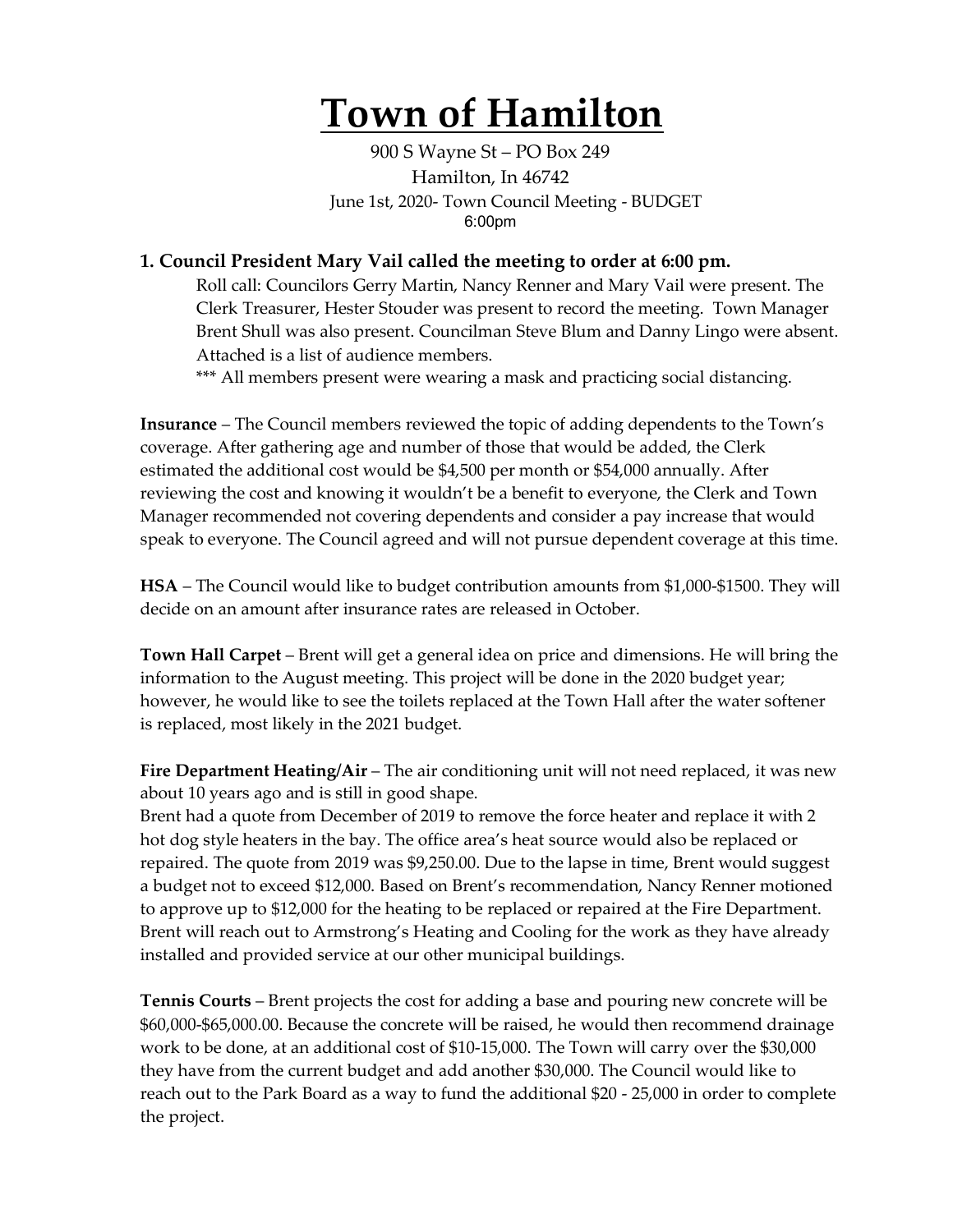# Town of Hamilton

900 S Wayne St – PO Box 249
Hamilton, In 46742
June 1st, 2020- Town Council Meeting - BUDGET
6:00pm

### 1. Council President Mary Vail called the meeting to order at 6:00 pm.

Roll call: Councilors Gerry Martin, Nancy Renner and Mary Vail were present. The Clerk Treasurer, Hester Stouder was present to record the meeting. Town Manager Brent Shull was also present. Councilman Steve Blum and Danny Lingo were absent. Attached is a list of audience members.

*** All members present were wearing a mask and practicing social distancing.

**Insurance** – The Council members reviewed the topic of adding dependents to the Town's coverage. After gathering age and number of those that would be added, the Clerk estimated the additional cost would be $4,500 per month or $54,000 annually. After reviewing the cost and knowing it wouldn't be a benefit to everyone, the Clerk and Town Manager recommended not covering dependents and consider a pay increase that would speak to everyone. The Council agreed and will not pursue dependent coverage at this time.

**HSA** – The Council would like to budget contribution amounts from $1,000-$1500. They will decide on an amount after insurance rates are released in October.

**Town Hall Carpet** – Brent will get a general idea on price and dimensions. He will bring the information to the August meeting. This project will be done in the 2020 budget year; however, he would like to see the toilets replaced at the Town Hall after the water softener is replaced, most likely in the 2021 budget.

**Fire Department Heating/Air** – The air conditioning unit will not need replaced, it was new about 10 years ago and is still in good shape.
Brent had a quote from December of 2019 to remove the force heater and replace it with 2 hot dog style heaters in the bay. The office area's heat source would also be replaced or repaired. The quote from 2019 was $9,250.00. Due to the lapse in time, Brent would suggest a budget not to exceed $12,000. Based on Brent's recommendation, Nancy Renner motioned to approve up to $12,000 for the heating to be replaced or repaired at the Fire Department. Brent will reach out to Armstrong's Heating and Cooling for the work as they have already installed and provided service at our other municipal buildings.

**Tennis Courts** – Brent projects the cost for adding a base and pouring new concrete will be $60,000-$65,000.00. Because the concrete will be raised, he would then recommend drainage work to be done, at an additional cost of $10-15,000. The Town will carry over the $30,000 they have from the current budget and add another $30,000. The Council would like to reach out to the Park Board as a way to fund the additional $20 - 25,000 in order to complete the project.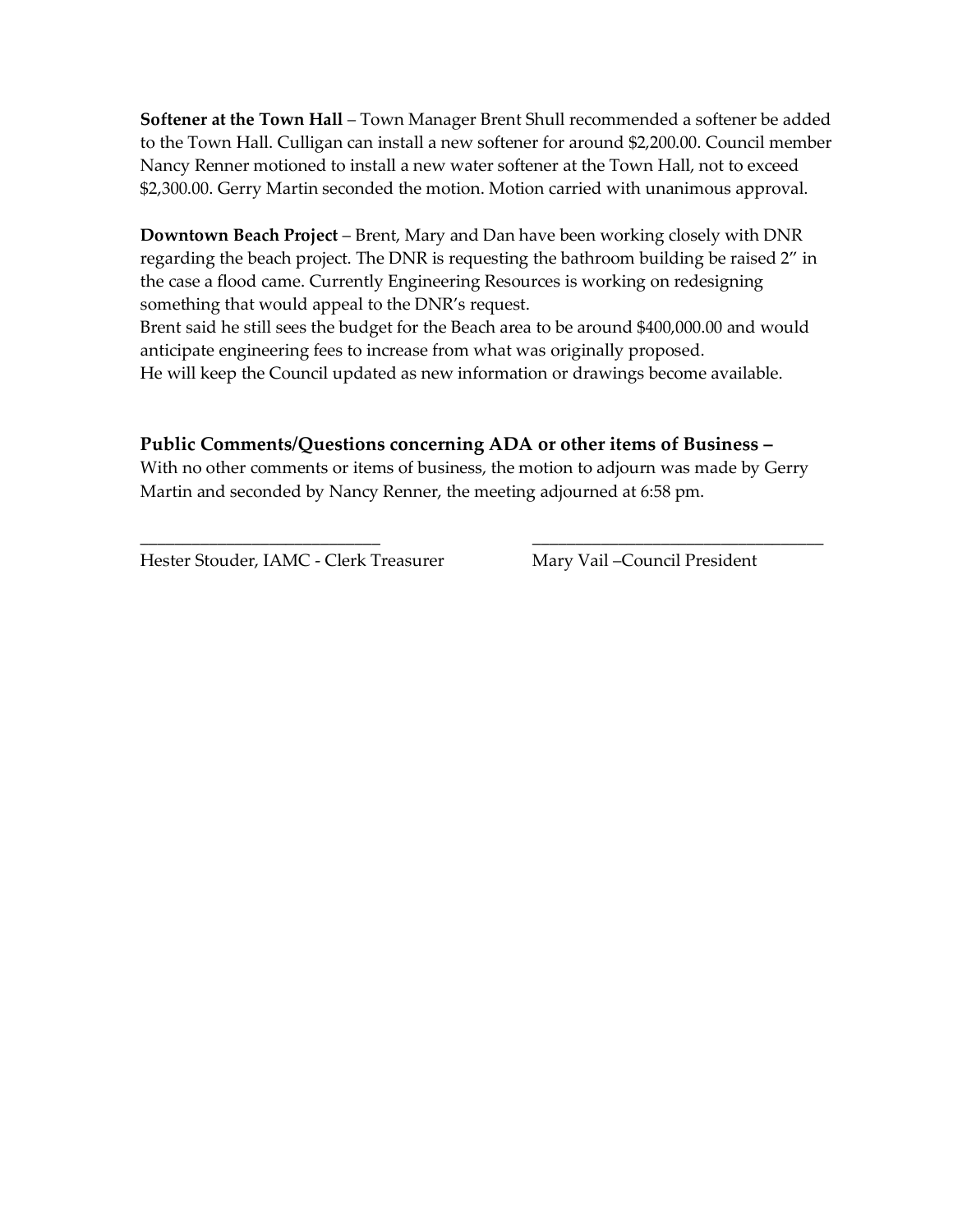**Softener at the Town Hall** – Town Manager Brent Shull recommended a softener be added to the Town Hall. Culligan can install a new softener for around $2,200.00. Council member Nancy Renner motioned to install a new water softener at the Town Hall, not to exceed $2,300.00. Gerry Martin seconded the motion. Motion carried with unanimous approval.

**Downtown Beach Project** – Brent, Mary and Dan have been working closely with DNR regarding the beach project. The DNR is requesting the bathroom building be raised 2" in the case a flood came. Currently Engineering Resources is working on redesigning something that would appeal to the DNR's request.
Brent said he still sees the budget for the Beach area to be around $400,000.00 and would anticipate engineering fees to increase from what was originally proposed.
He will keep the Council updated as new information or drawings become available.

### Public Comments/Questions concerning ADA or other items of Business –

With no other comments or items of business, the motion to adjourn was made by Gerry Martin and seconded by Nancy Renner, the meeting adjourned at 6:58 pm.

\_\_\_\_\_\_\_\_\_\_\_\_\_\_\_\_\_\_\_\_\_\_\_\_\_\_\_\_ \_\_\_\_\_\_\_\_\_\_\_\_\_\_\_\_\_\_\_\_\_\_\_\_\_\_\_\_\_\_\_\_\_\_

Hester Stouder, IAMC - Clerk Treasurer Mary Vail –Council President